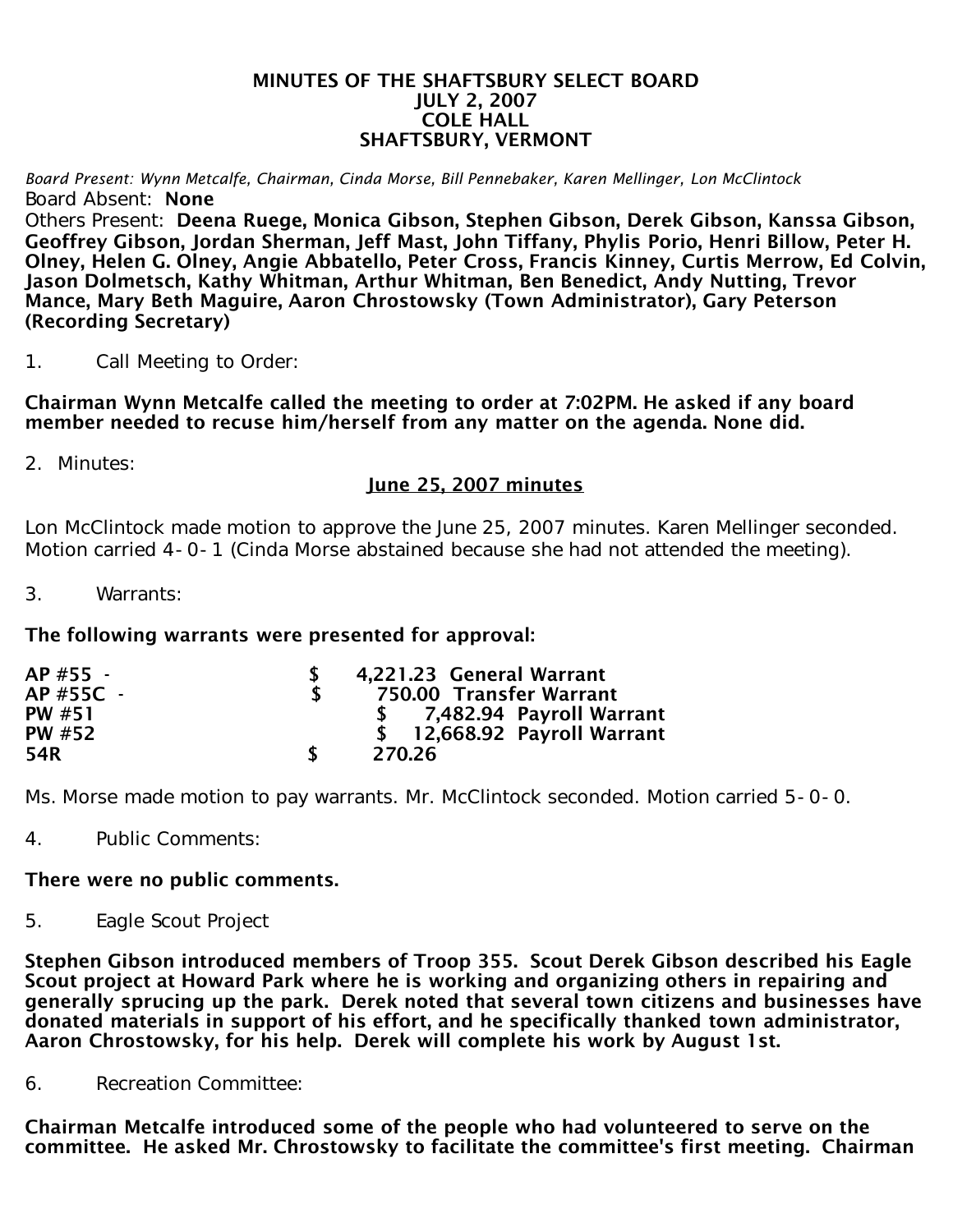# MINUTES OF THE SHAFTSBURY SELECT BOARD
## JULY 2, 2007
## COLE HALL
## SHAFTSBURY, VERMONT

*Board Present: Wynn Metcalfe, Chairman, Cinda Morse, Bill Pennebaker, Karen Mellinger, Lon McClintock*

Board Absent: **None**

Others Present: **Deena Ruege, Monica Gibson, Stephen Gibson, Derek Gibson, Kanssa Gibson, Geoffrey Gibson, Jordan Sherman, Jeff Mast, John Tiffany, Phylis Porio, Henri Billow, Peter H. Olney, Helen G. Olney, Angie Abbatello, Peter Cross, Francis Kinney, Curtis Merrow, Ed Colvin, Jason Dolmetsch, Kathy Whitman, Arthur Whitman, Ben Benedict, Andy Nutting, Trevor Mance, Mary Beth Maguire, Aaron Chrostowsky (Town Administrator), Gary Peterson (Recording Secretary)**

1. Call Meeting to Order:

**Chairman Wynn Metcalfe called the meeting to order at 7:02PM. He asked if any board member needed to recuse him/herself from any matter on the agenda. None did.**

2. Minutes:

**June 25, 2007 minutes**

Lon McClintock made motion to approve the June 25, 2007 minutes. Karen Mellinger seconded. Motion carried 4-0-1 (Cinda Morse abstained because she had not attended the meeting).

3. Warrants:

**The following warrants were presented for approval:**

| | | | |
|---|---|---|---|
| **AP #55 -** | **$** | **4,221.23** | **General Warrant** |
| **AP #55C -** | **$** | **750.00** | **Transfer Warrant** |
| **PW #51** | **$** | **7,482.94** | **Payroll Warrant** |
| **PW #52** | **$** | **12,668.92** | **Payroll Warrant** |
| **54R** | **$** | **270.26** | |

Ms. Morse made motion to pay warrants. Mr. McClintock seconded. Motion carried 5-0-0.

4. Public Comments:

**There were no public comments.**

5. Eagle Scout Project

**Stephen Gibson introduced members of Troop 355. Scout Derek Gibson described his Eagle Scout project at Howard Park where he is working and organizing others in repairing and generally sprucing up the park. Derek noted that several town citizens and businesses have donated materials in support of his effort, and he specifically thanked town administrator, Aaron Chrostowsky, for his help. Derek will complete his work by August 1st.**

6. Recreation Committee:

**Chairman Metcalfe introduced some of the people who had volunteered to serve on the committee. He asked Mr. Chrostowsky to facilitate the committee's first meeting. Chairman**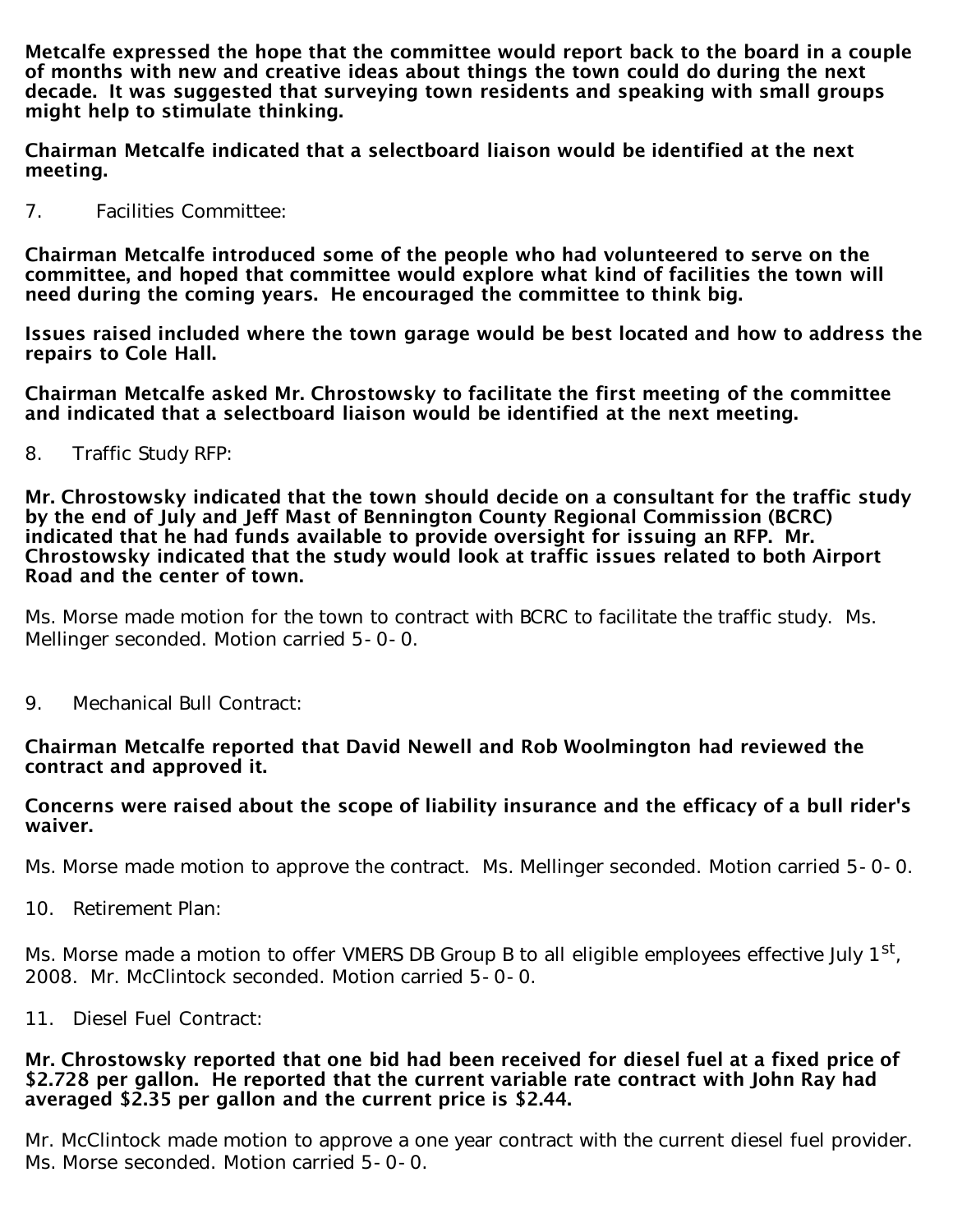**Metcalfe expressed the hope that the committee would report back to the board in a couple of months with new and creative ideas about things the town could do during the next decade. It was suggested that surveying town residents and speaking with small groups might help to stimulate thinking.**

**Chairman Metcalfe indicated that a selectboard liaison would be identified at the next meeting.**

7. Facilities Committee:

**Chairman Metcalfe introduced some of the people who had volunteered to serve on the committee, and hoped that committee would explore what kind of facilities the town will need during the coming years. He encouraged the committee to think big.**

**Issues raised included where the town garage would be best located and how to address the repairs to Cole Hall.**

**Chairman Metcalfe asked Mr. Chrostowsky to facilitate the first meeting of the committee and indicated that a selectboard liaison would be identified at the next meeting.**

8. Traffic Study RFP:

**Mr. Chrostowsky indicated that the town should decide on a consultant for the traffic study by the end of July and Jeff Mast of Bennington County Regional Commission (BCRC) indicated that he had funds available to provide oversight for issuing an RFP. Mr. Chrostowsky indicated that the study would look at traffic issues related to both Airport Road and the center of town.**

Ms. Morse made motion for the town to contract with BCRC to facilitate the traffic study. Ms. Mellinger seconded. Motion carried 5-0-0.

9. Mechanical Bull Contract:

**Chairman Metcalfe reported that David Newell and Rob Woolmington had reviewed the contract and approved it.**

**Concerns were raised about the scope of liability insurance and the efficacy of a bull rider's waiver.**

Ms. Morse made motion to approve the contract. Ms. Mellinger seconded. Motion carried 5-0-0.

10. Retirement Plan:

Ms. Morse made a motion to offer VMERS DB Group B to all eligible employees effective July 1st, 2008. Mr. McClintock seconded. Motion carried 5-0-0.

11. Diesel Fuel Contract:

**Mr. Chrostowsky reported that one bid had been received for diesel fuel at a fixed price of $2.728 per gallon. He reported that the current variable rate contract with John Ray had averaged $2.35 per gallon and the current price is $2.44.**

Mr. McClintock made motion to approve a one year contract with the current diesel fuel provider. Ms. Morse seconded. Motion carried 5-0-0.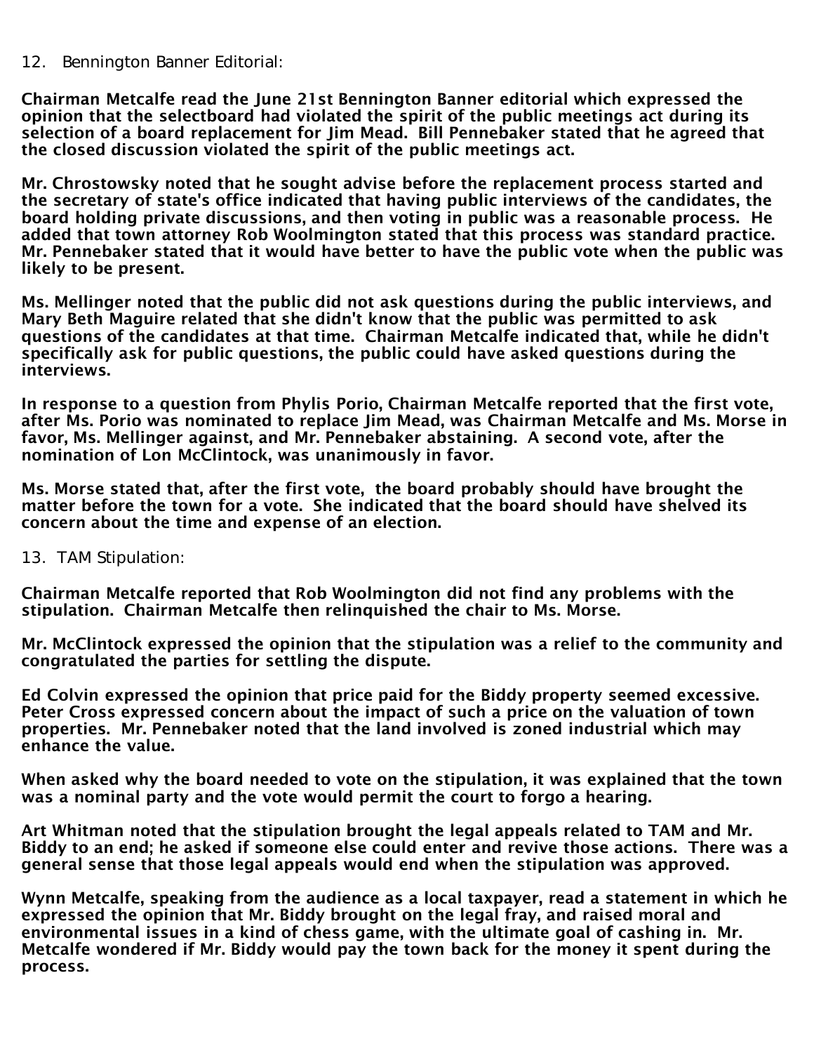12. Bennington Banner Editorial:

**Chairman Metcalfe read the June 21st Bennington Banner editorial which expressed the opinion that the selectboard had violated the spirit of the public meetings act during its selection of a board replacement for Jim Mead. Bill Pennebaker stated that he agreed that the closed discussion violated the spirit of the public meetings act.**

**Mr. Chrostowsky noted that he sought advise before the replacement process started and the secretary of state's office indicated that having public interviews of the candidates, the board holding private discussions, and then voting in public was a reasonable process. He added that town attorney Rob Woolmington stated that this process was standard practice. Mr. Pennebaker stated that it would have better to have the public vote when the public was likely to be present.**

**Ms. Mellinger noted that the public did not ask questions during the public interviews, and Mary Beth Maguire related that she didn't know that the public was permitted to ask questions of the candidates at that time. Chairman Metcalfe indicated that, while he didn't specifically ask for public questions, the public could have asked questions during the interviews.**

**In response to a question from Phylis Porio, Chairman Metcalfe reported that the first vote, after Ms. Porio was nominated to replace Jim Mead, was Chairman Metcalfe and Ms. Morse in favor, Ms. Mellinger against, and Mr. Pennebaker abstaining. A second vote, after the nomination of Lon McClintock, was unanimously in favor.**

**Ms. Morse stated that, after the first vote, the board probably should have brought the matter before the town for a vote. She indicated that the board should have shelved its concern about the time and expense of an election.**

13. TAM Stipulation:

**Chairman Metcalfe reported that Rob Woolmington did not find any problems with the stipulation. Chairman Metcalfe then relinquished the chair to Ms. Morse.**

**Mr. McClintock expressed the opinion that the stipulation was a relief to the community and congratulated the parties for settling the dispute.**

**Ed Colvin expressed the opinion that price paid for the Biddy property seemed excessive. Peter Cross expressed concern about the impact of such a price on the valuation of town properties. Mr. Pennebaker noted that the land involved is zoned industrial which may enhance the value.**

**When asked why the board needed to vote on the stipulation, it was explained that the town was a nominal party and the vote would permit the court to forgo a hearing.**

**Art Whitman noted that the stipulation brought the legal appeals related to TAM and Mr. Biddy to an end; he asked if someone else could enter and revive those actions. There was a general sense that those legal appeals would end when the stipulation was approved.**

**Wynn Metcalfe, speaking from the audience as a local taxpayer, read a statement in which he expressed the opinion that Mr. Biddy brought on the legal fray, and raised moral and environmental issues in a kind of chess game, with the ultimate goal of cashing in. Mr. Metcalfe wondered if Mr. Biddy would pay the town back for the money it spent during the process.**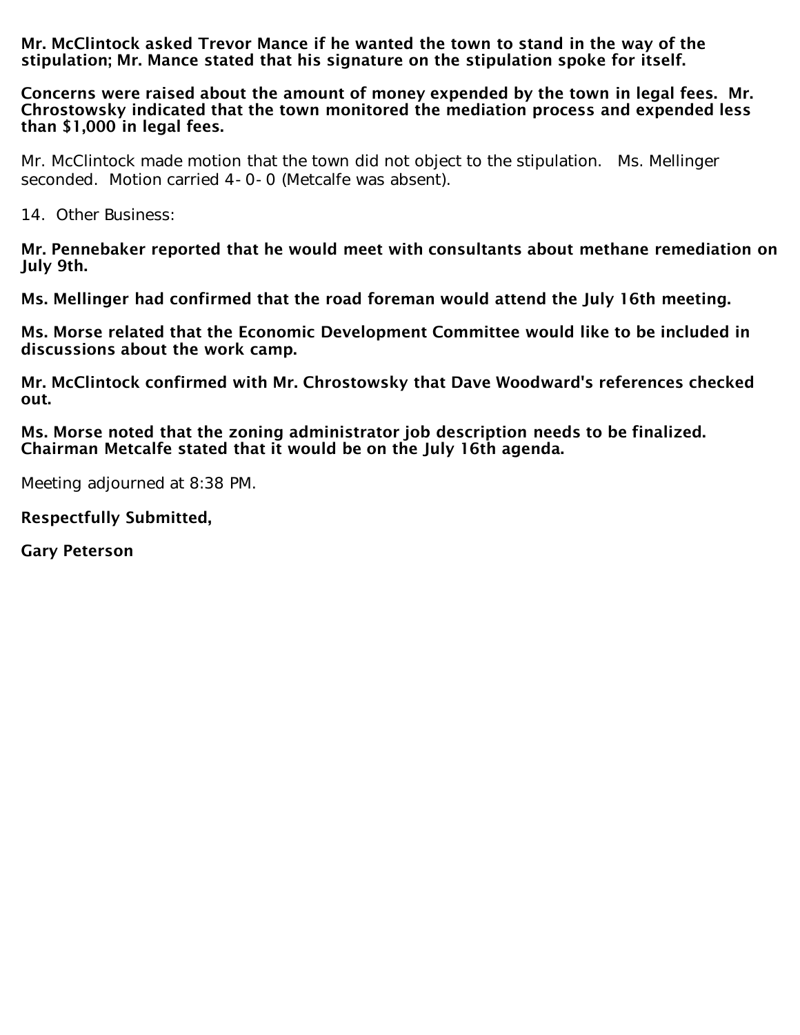**Mr. McClintock asked Trevor Mance if he wanted the town to stand in the way of the stipulation; Mr. Mance stated that his signature on the stipulation spoke for itself.**

**Concerns were raised about the amount of money expended by the town in legal fees. Mr. Chrostowsky indicated that the town monitored the mediation process and expended less than $1,000 in legal fees.**

Mr. McClintock made motion that the town did not object to the stipulation. Ms. Mellinger seconded. Motion carried 4-0-0 (Metcalfe was absent).

14. Other Business:

**Mr. Pennebaker reported that he would meet with consultants about methane remediation on July 9th.**

**Ms. Mellinger had confirmed that the road foreman would attend the July 16th meeting.**

**Ms. Morse related that the Economic Development Committee would like to be included in discussions about the work camp.**

**Mr. McClintock confirmed with Mr. Chrostowsky that Dave Woodward's references checked out.**

**Ms. Morse noted that the zoning administrator job description needs to be finalized. Chairman Metcalfe stated that it would be on the July 16th agenda.**

Meeting adjourned at 8:38 PM.

**Respectfully Submitted,**

**Gary Peterson**